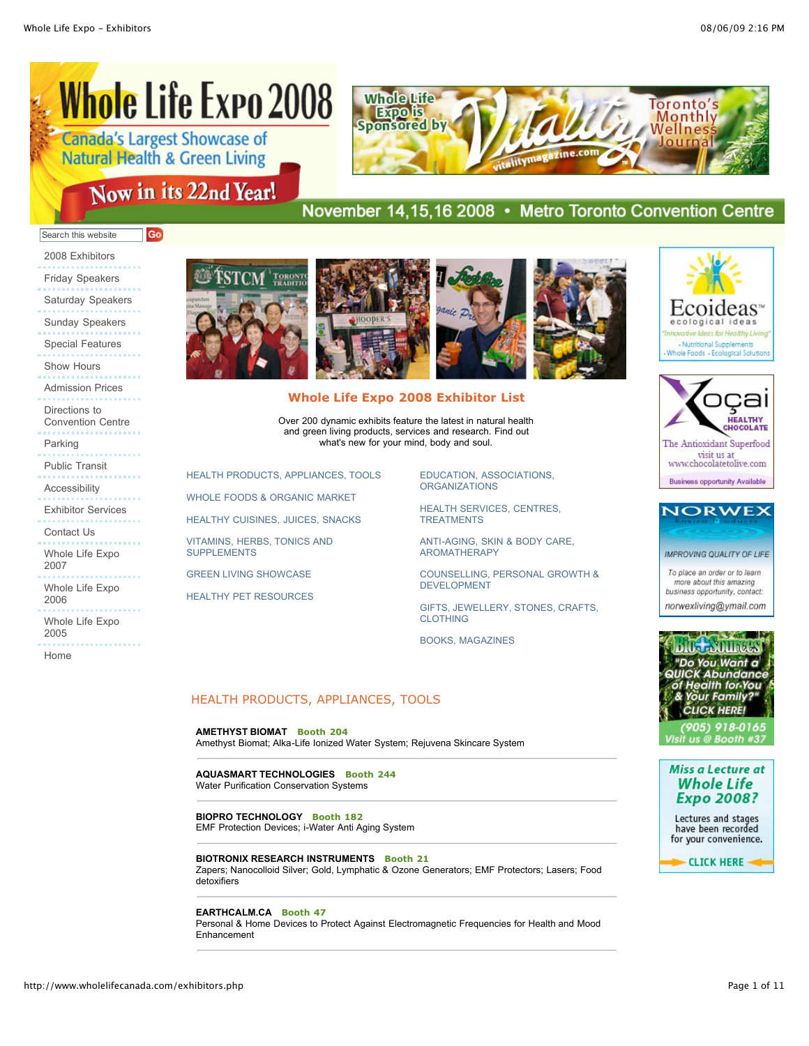# Whole Life Expo 2008

Canada's Largest Showcase of Natural Health & Green Living

Now in its 22nd Year!

November 14,15,16 2008 • Metro Toronto Convention Centre

Whole Life Expo is Sponsored by Vitality — Toronto's Monthly Wellness Journal — vitalitymagazine.com

- 2008 Exhibitors
- Friday Speakers
- Saturday Speakers
- Sunday Speakers
- Special Features
- Show Hours
- Admission Prices
- Directions to Convention Centre
- Parking
- Public Transit
- Accessibility
- Exhibitor Services
- Contact Us
- Whole Life Expo 2007
- Whole Life Expo 2006
- Whole Life Expo 2005
- Home

## Whole Life Expo 2008 Exhibitor List

Over 200 dynamic exhibits feature the latest in natural health and green living products, services and research. Find out what's new for your mind, body and soul.

- HEALTH PRODUCTS, APPLIANCES, TOOLS
- WHOLE FOODS & ORGANIC MARKET
- HEALTHY CUISINES, JUICES, SNACKS
- VITAMINS, HERBS, TONICS AND SUPPLEMENTS
- GREEN LIVING SHOWCASE
- HEALTHY PET RESOURCES
- EDUCATION, ASSOCIATIONS, ORGANIZATIONS
- HEALTH SERVICES, CENTRES, TREATMENTS
- ANTI-AGING, SKIN & BODY CARE, AROMATHERAPY
- COUNSELLING, PERSONAL GROWTH & DEVELOPMENT
- GIFTS, JEWELLERY, STONES, CRAFTS, CLOTHING
- BOOKS, MAGAZINES

## HEALTH PRODUCTS, APPLIANCES, TOOLS

**AMETHYST BIOMAT** **Booth 204**
Amethyst Biomat; Alka-Life Ionized Water System; Rejuvena Skincare System

**AQUASMART TECHNOLOGIES** **Booth 244**
Water Purification Conservation Systems

**BIOPRO TECHNOLOGY** **Booth 182**
EMF Protection Devices; i-Water Anti Aging System

**BIOTRONIX RESEARCH INSTRUMENTS** **Booth 21**
Zapers; Nanocolloid Silver; Gold, Lymphatic & Ozone Generators; EMF Protectors; Lasers; Food detoxifiers

**EARTHCALM.CA** **Booth 47**
Personal & Home Devices to Protect Against Electromagnetic Frequencies for Health and Mood Enhancement

---

Ecoideas™ ecological ideas — "Innovative Ideas for Healthy Living" • Nutritional Supplements • Whole Foods • Ecological Solutions

Xoçai Healthy Chocolate — The Antioxidant Superfood — visit us at www.chocolatetolive.com — Business opportunity Available

NORWEX Enviro Products — IMPROVING QUALITY OF LIFE — To place an order or to learn more about this amazing business opportunity, contact: norwexliving@ymail.com

Bio-Sources — "Do You Want a QUICK Abundance of Health for You & Your Family?" CLICK HERE! (905) 918-0165 Visit us @ Booth #37

Miss a Lecture at Whole Life Expo 2008? Lectures and stages have been recorded for your convenience. CLICK HERE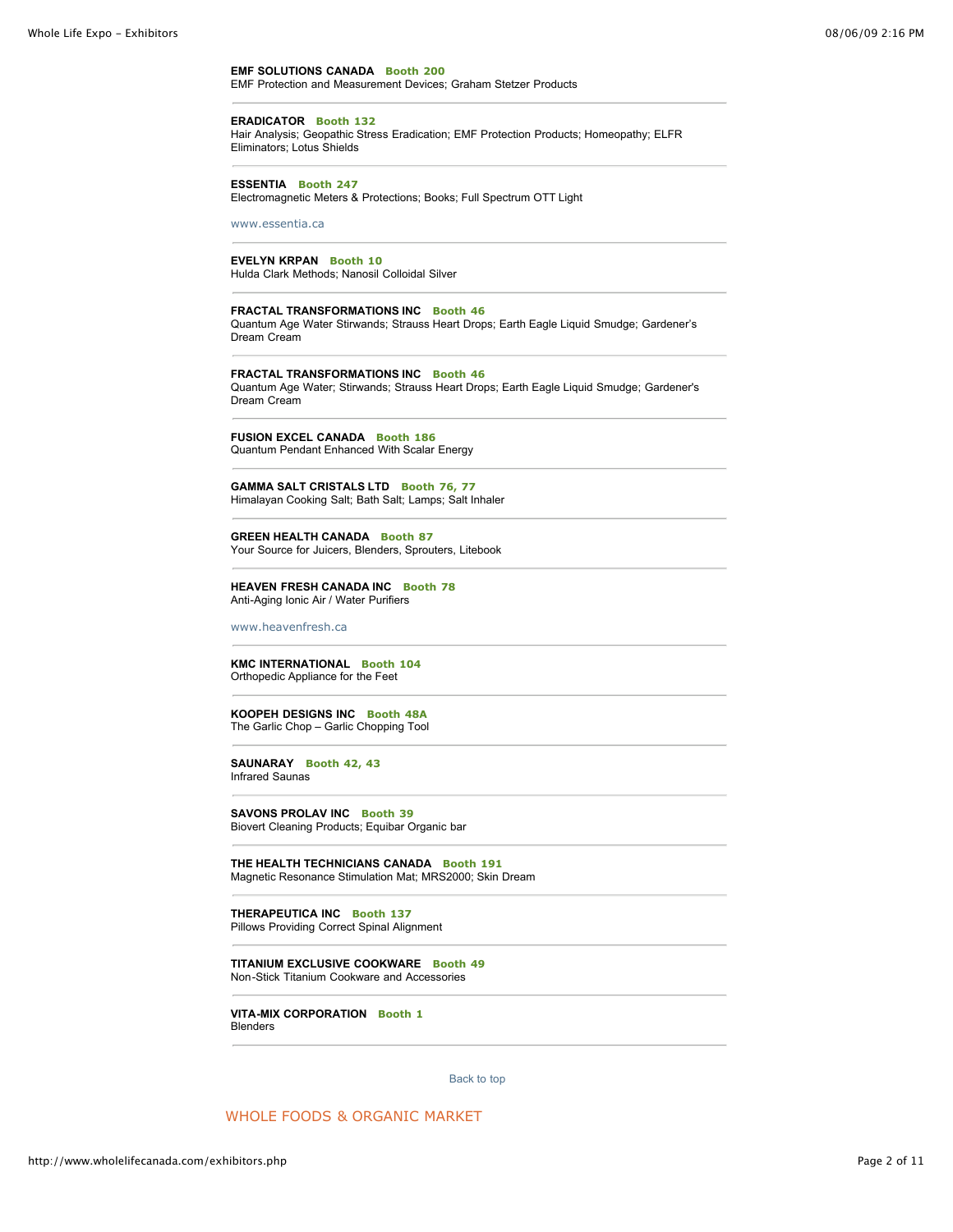**EMF SOLUTIONS CANADA** **Booth 200**
EMF Protection and Measurement Devices; Graham Stetzer Products

---

**ERADICATOR** **Booth 132**
Hair Analysis; Geopathic Stress Eradication; EMF Protection Products; Homeopathy; ELFR Eliminators; Lotus Shields

---

**ESSENTIA** **Booth 247**
Electromagnetic Meters & Protections; Books; Full Spectrum OTT Light

www.essentia.ca

---

**EVELYN KRPAN** **Booth 10**
Hulda Clark Methods; Nanosil Colloidal Silver

---

**FRACTAL TRANSFORMATIONS INC** **Booth 46**
Quantum Age Water Stirwands; Strauss Heart Drops; Earth Eagle Liquid Smudge; Gardener's Dream Cream

---

**FRACTAL TRANSFORMATIONS INC** **Booth 46**
Quantum Age Water; Stirwands; Strauss Heart Drops; Earth Eagle Liquid Smudge; Gardener's Dream Cream

---

**FUSION EXCEL CANADA** **Booth 186**
Quantum Pendant Enhanced With Scalar Energy

---

**GAMMA SALT CRISTALS LTD** **Booth 76, 77**
Himalayan Cooking Salt; Bath Salt; Lamps; Salt Inhaler

---

**GREEN HEALTH CANADA** **Booth 87**
Your Source for Juicers, Blenders, Sprouters, Litebook

---

**HEAVEN FRESH CANADA INC** **Booth 78**
Anti-Aging Ionic Air / Water Purifiers

www.heavenfresh.ca

---

**KMC INTERNATIONAL** **Booth 104**
Orthopedic Appliance for the Feet

---

**KOOPEH DESIGNS INC** **Booth 48A**
The Garlic Chop – Garlic Chopping Tool

---

**SAUNARAY** **Booth 42, 43**
Infrared Saunas

---

**SAVONS PROLAV INC** **Booth 39**
Biovert Cleaning Products; Equibar Organic bar

---

**THE HEALTH TECHNICIANS CANADA** **Booth 191**
Magnetic Resonance Stimulation Mat; MRS2000; Skin Dream

---

**THERAPEUTICA INC** **Booth 137**
Pillows Providing Correct Spinal Alignment

---

**TITANIUM EXCLUSIVE COOKWARE** **Booth 49**
Non-Stick Titanium Cookware and Accessories

---

**VITA-MIX CORPORATION** **Booth 1**
Blenders

---

Back to top

## WHOLE FOODS & ORGANIC MARKET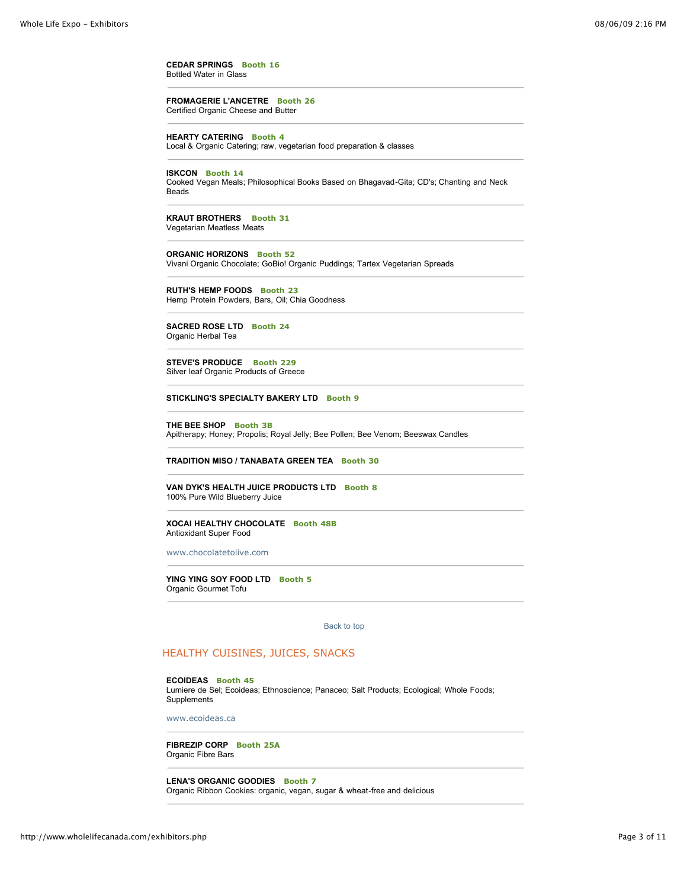**CEDAR SPRINGS** **Booth 16**
Bottled Water in Glass

---

**FROMAGERIE L'ANCETRE** **Booth 26**
Certified Organic Cheese and Butter

---

**HEARTY CATERING** **Booth 4**
Local & Organic Catering; raw, vegetarian food preparation & classes

---

**ISKCON** **Booth 14**
Cooked Vegan Meals; Philosophical Books Based on Bhagavad-Gita; CD's; Chanting and Neck Beads

---

**KRAUT BROTHERS** **Booth 31**
Vegetarian Meatless Meats

---

**ORGANIC HORIZONS** **Booth 52**
Vivani Organic Chocolate; GoBio! Organic Puddings; Tartex Vegetarian Spreads

---

**RUTH'S HEMP FOODS** **Booth 23**
Hemp Protein Powders, Bars, Oil; Chia Goodness

---

**SACRED ROSE LTD** **Booth 24**
Organic Herbal Tea

---

**STEVE'S PRODUCE** **Booth 229**
Silver leaf Organic Products of Greece

---

**STICKLING'S SPECIALTY BAKERY LTD** **Booth 9**

---

**THE BEE SHOP** **Booth 3B**
Apitherapy; Honey; Propolis; Royal Jelly; Bee Pollen; Bee Venom; Beeswax Candles

---

**TRADITION MISO / TANABATA GREEN TEA** **Booth 30**

---

**VAN DYK'S HEALTH JUICE PRODUCTS LTD** **Booth 8**
100% Pure Wild Blueberry Juice

---

**XOCAI HEALTHY CHOCOLATE** **Booth 48B**
Antioxidant Super Food

www.chocolatetolive.com

---

**YING YING SOY FOOD LTD** **Booth 5**
Organic Gourmet Tofu

---

Back to top

## HEALTHY CUISINES, JUICES, SNACKS

**ECOIDEAS** **Booth 45**
Lumiere de Sel; Ecoideas; Ethnoscience; Panaceo; Salt Products; Ecological; Whole Foods; Supplements

www.ecoideas.ca

---

**FIBREZIP CORP** **Booth 25A**
Organic Fibre Bars

---

**LENA'S ORGANIC GOODIES** **Booth 7**
Organic Ribbon Cookies: organic, vegan, sugar & wheat-free and delicious

---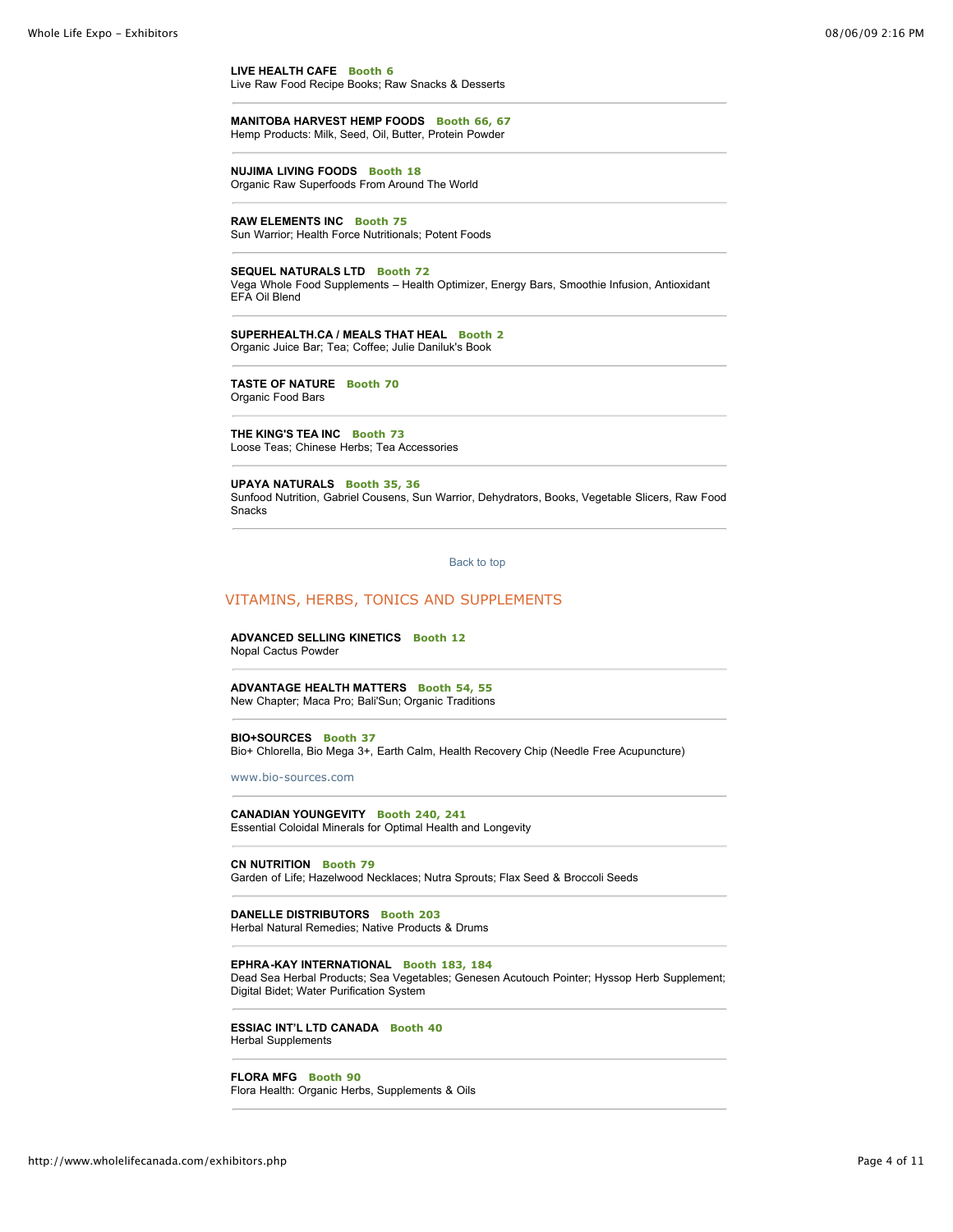**LIVE HEALTH CAFE** **Booth 6**
Live Raw Food Recipe Books; Raw Snacks & Desserts

---

**MANITOBA HARVEST HEMP FOODS** **Booth 66, 67**
Hemp Products: Milk, Seed, Oil, Butter, Protein Powder

---

**NUJIMA LIVING FOODS** **Booth 18**
Organic Raw Superfoods From Around The World

---

**RAW ELEMENTS INC** **Booth 75**
Sun Warrior; Health Force Nutritionals; Potent Foods

---

**SEQUEL NATURALS LTD** **Booth 72**
Vega Whole Food Supplements – Health Optimizer, Energy Bars, Smoothie Infusion, Antioxidant EFA Oil Blend

---

**SUPERHEALTH.CA / MEALS THAT HEAL** **Booth 2**
Organic Juice Bar; Tea; Coffee; Julie Daniluk's Book

---

**TASTE OF NATURE** **Booth 70**
Organic Food Bars

---

**THE KING'S TEA INC** **Booth 73**
Loose Teas; Chinese Herbs; Tea Accessories

---

**UPAYA NATURALS** **Booth 35, 36**
Sunfood Nutrition, Gabriel Cousens, Sun Warrior, Dehydrators, Books, Vegetable Slicers, Raw Food Snacks

---

Back to top

## VITAMINS, HERBS, TONICS AND SUPPLEMENTS

**ADVANCED SELLING KINETICS** **Booth 12**
Nopal Cactus Powder

---

**ADVANTAGE HEALTH MATTERS** **Booth 54, 55**
New Chapter; Maca Pro; Bali'Sun; Organic Traditions

---

**BIO+SOURCES** **Booth 37**
Bio+ Chlorella, Bio Mega 3+, Earth Calm, Health Recovery Chip (Needle Free Acupuncture)

www.bio-sources.com

---

**CANADIAN YOUNGEVITY** **Booth 240, 241**
Essential Coloidal Minerals for Optimal Health and Longevity

---

**CN NUTRITION** **Booth 79**
Garden of Life; Hazelwood Necklaces; Nutra Sprouts; Flax Seed & Broccoli Seeds

---

**DANELLE DISTRIBUTORS** **Booth 203**
Herbal Natural Remedies; Native Products & Drums

---

**EPHRA-KAY INTERNATIONAL** **Booth 183, 184**
Dead Sea Herbal Products; Sea Vegetables; Genesen Acutouch Pointer; Hyssop Herb Supplement; Digital Bidet; Water Purification System

---

**ESSIAC INT'L LTD CANADA** **Booth 40**
Herbal Supplements

---

**FLORA MFG** **Booth 90**
Flora Health: Organic Herbs, Supplements & Oils

---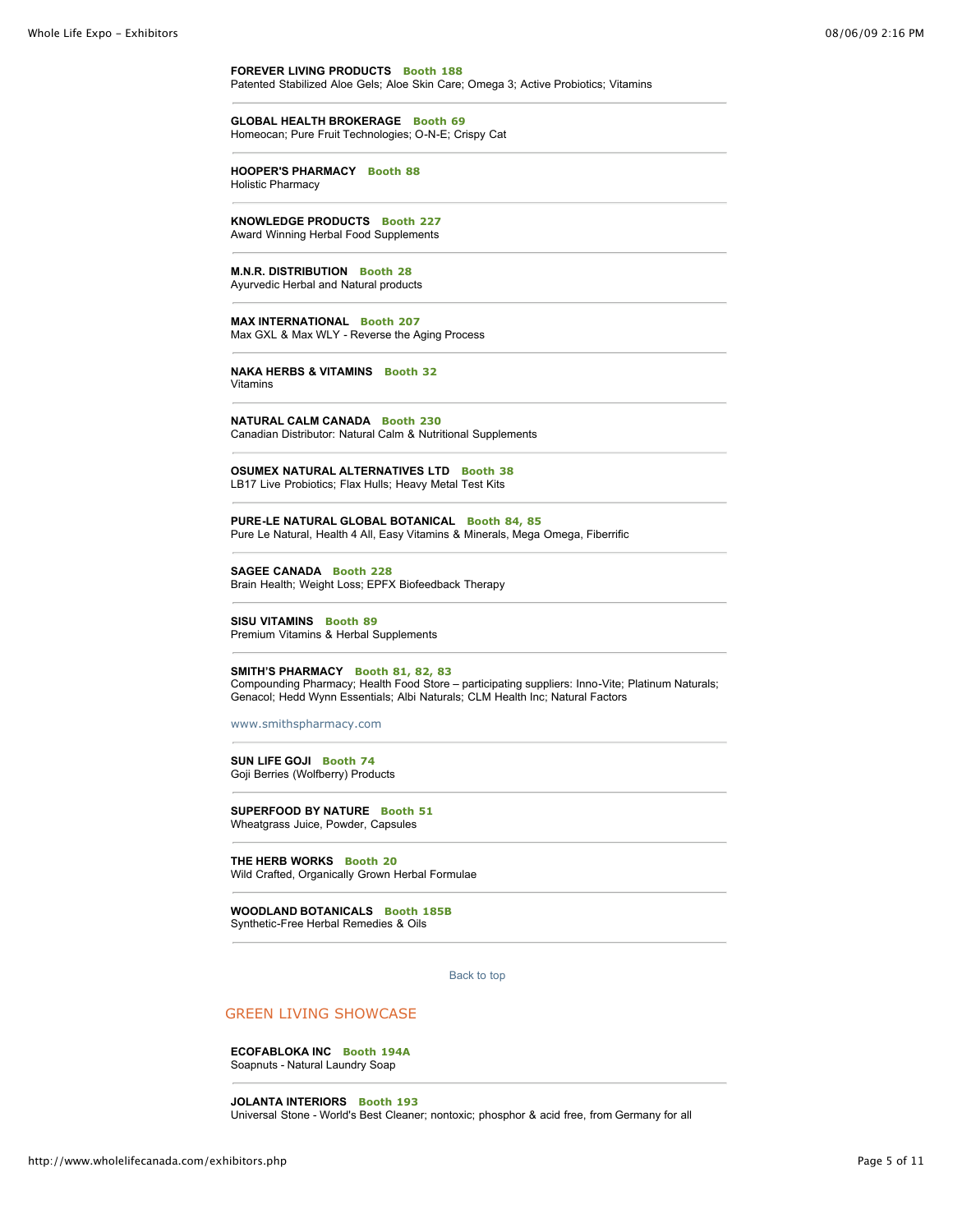**FOREVER LIVING PRODUCTS** **Booth 188**
Patented Stabilized Aloe Gels; Aloe Skin Care; Omega 3; Active Probiotics; Vitamins

---

**GLOBAL HEALTH BROKERAGE** **Booth 69**
Homeocan; Pure Fruit Technologies; O-N-E; Crispy Cat

---

**HOOPER'S PHARMACY** **Booth 88**
Holistic Pharmacy

---

**KNOWLEDGE PRODUCTS** **Booth 227**
Award Winning Herbal Food Supplements

---

**M.N.R. DISTRIBUTION** **Booth 28**
Ayurvedic Herbal and Natural products

---

**MAX INTERNATIONAL** **Booth 207**
Max GXL & Max WLY - Reverse the Aging Process

---

**NAKA HERBS & VITAMINS** **Booth 32**
Vitamins

---

**NATURAL CALM CANADA** **Booth 230**
Canadian Distributor: Natural Calm & Nutritional Supplements

---

**OSUMEX NATURAL ALTERNATIVES LTD** **Booth 38**
LB17 Live Probiotics; Flax Hulls; Heavy Metal Test Kits

---

**PURE-LE NATURAL GLOBAL BOTANICAL** **Booth 84, 85**
Pure Le Natural, Health 4 All, Easy Vitamins & Minerals, Mega Omega, Fiberrific

---

**SAGEE CANADA** **Booth 228**
Brain Health; Weight Loss; EPFX Biofeedback Therapy

---

**SISU VITAMINS** **Booth 89**
Premium Vitamins & Herbal Supplements

---

**SMITH'S PHARMACY** **Booth 81, 82, 83**
Compounding Pharmacy; Health Food Store – participating suppliers: Inno-Vite; Platinum Naturals; Genacol; Hedd Wynn Essentials; Albi Naturals; CLM Health Inc; Natural Factors

www.smithspharmacy.com

---

**SUN LIFE GOJI** **Booth 74**
Goji Berries (Wolfberry) Products

---

**SUPERFOOD BY NATURE** **Booth 51**
Wheatgrass Juice, Powder, Capsules

---

**THE HERB WORKS** **Booth 20**
Wild Crafted, Organically Grown Herbal Formulae

---

**WOODLAND BOTANICALS** **Booth 185B**
Synthetic-Free Herbal Remedies & Oils

---

Back to top

## GREEN LIVING SHOWCASE

**ECOFABLOKA INC** **Booth 194A**
Soapnuts - Natural Laundry Soap

---

**JOLANTA INTERIORS** **Booth 193**
Universal Stone - World's Best Cleaner; nontoxic; phosphor & acid free, from Germany for all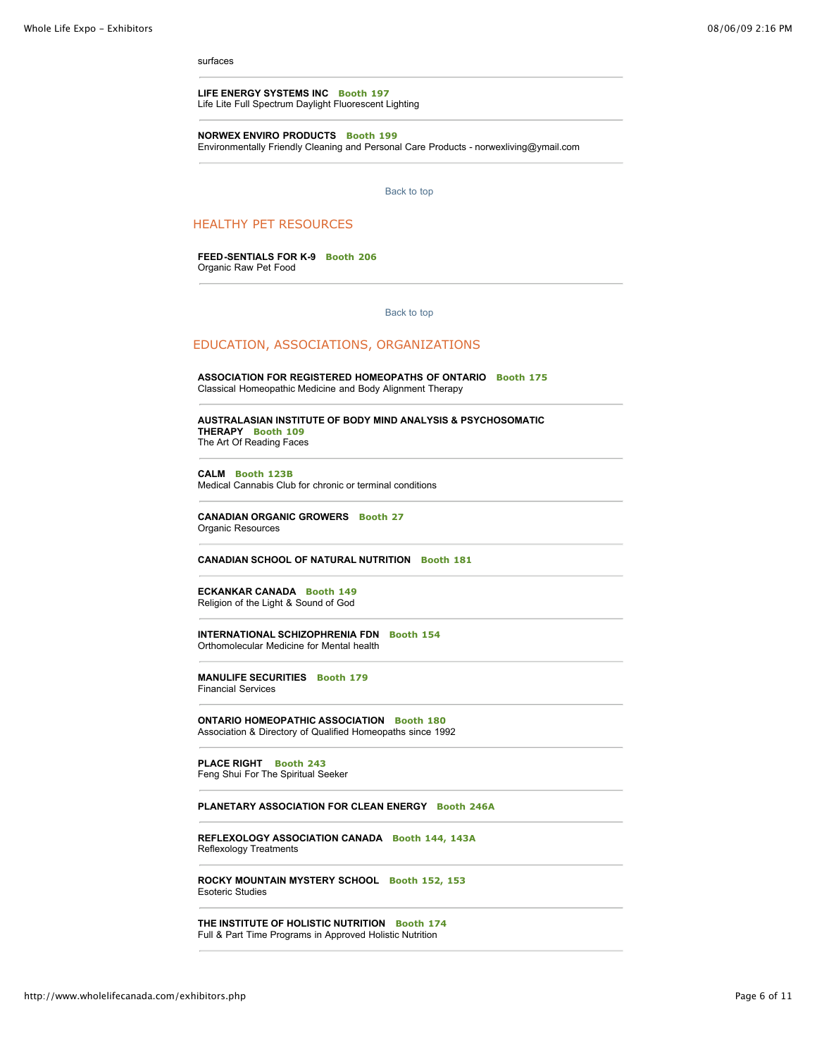surfaces

---

**LIFE ENERGY SYSTEMS INC** **Booth 197**
Life Lite Full Spectrum Daylight Fluorescent Lighting

---

**NORWEX ENVIRO PRODUCTS** **Booth 199**
Environmentally Friendly Cleaning and Personal Care Products - norwexliving@ymail.com

---

Back to top

## HEALTHY PET RESOURCES

**FEED-SENTIALS FOR K-9** **Booth 206**
Organic Raw Pet Food

---

Back to top

## EDUCATION, ASSOCIATIONS, ORGANIZATIONS

**ASSOCIATION FOR REGISTERED HOMEOPATHS OF ONTARIO** **Booth 175**
Classical Homeopathic Medicine and Body Alignment Therapy

---

**AUSTRALASIAN INSTITUTE OF BODY MIND ANALYSIS & PSYCHOSOMATIC THERAPY** **Booth 109**
The Art Of Reading Faces

---

**CALM** **Booth 123B**
Medical Cannabis Club for chronic or terminal conditions

---

**CANADIAN ORGANIC GROWERS** **Booth 27**
Organic Resources

---

**CANADIAN SCHOOL OF NATURAL NUTRITION** **Booth 181**

---

**ECKANKAR CANADA** **Booth 149**
Religion of the Light & Sound of God

---

**INTERNATIONAL SCHIZOPHRENIA FDN** **Booth 154**
Orthomolecular Medicine for Mental health

---

**MANULIFE SECURITIES** **Booth 179**
Financial Services

---

**ONTARIO HOMEOPATHIC ASSOCIATION** **Booth 180**
Association & Directory of Qualified Homeopaths since 1992

---

**PLACE RIGHT** **Booth 243**
Feng Shui For The Spiritual Seeker

---

**PLANETARY ASSOCIATION FOR CLEAN ENERGY** **Booth 246A**

---

**REFLEXOLOGY ASSOCIATION CANADA** **Booth 144, 143A**
Reflexology Treatments

---

**ROCKY MOUNTAIN MYSTERY SCHOOL** **Booth 152, 153**
Esoteric Studies

---

**THE INSTITUTE OF HOLISTIC NUTRITION** **Booth 174**
Full & Part Time Programs in Approved Holistic Nutrition

---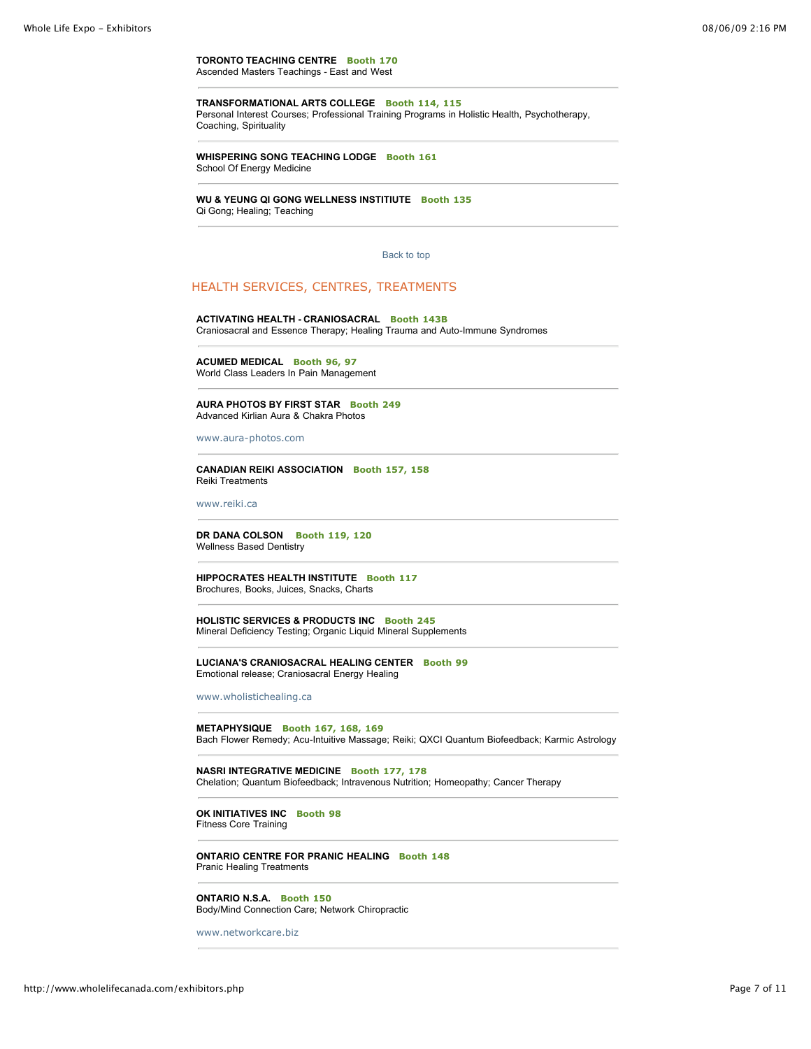**TORONTO TEACHING CENTRE** **Booth 170**
Ascended Masters Teachings - East and West

---

**TRANSFORMATIONAL ARTS COLLEGE** **Booth 114, 115**
Personal Interest Courses; Professional Training Programs in Holistic Health, Psychotherapy, Coaching, Spirituality

---

**WHISPERING SONG TEACHING LODGE** **Booth 161**
School Of Energy Medicine

---

**WU & YEUNG QI GONG WELLNESS INSTITIUTE** **Booth 135**
Qi Gong; Healing; Teaching

---

Back to top

## HEALTH SERVICES, CENTRES, TREATMENTS

**ACTIVATING HEALTH - CRANIOSACRAL** **Booth 143B**
Craniosacral and Essence Therapy; Healing Trauma and Auto-Immune Syndromes

---

**ACUMED MEDICAL** **Booth 96, 97**
World Class Leaders In Pain Management

---

**AURA PHOTOS BY FIRST STAR** **Booth 249**
Advanced Kirlian Aura & Chakra Photos

www.aura-photos.com

---

**CANADIAN REIKI ASSOCIATION** **Booth 157, 158**
Reiki Treatments

www.reiki.ca

---

**DR DANA COLSON** **Booth 119, 120**
Wellness Based Dentistry

---

**HIPPOCRATES HEALTH INSTITUTE** **Booth 117**
Brochures, Books, Juices, Snacks, Charts

---

**HOLISTIC SERVICES & PRODUCTS INC** **Booth 245**
Mineral Deficiency Testing; Organic Liquid Mineral Supplements

---

**LUCIANA'S CRANIOSACRAL HEALING CENTER** **Booth 99**
Emotional release; Craniosacral Energy Healing

www.wholistichealing.ca

---

**METAPHYSIQUE** **Booth 167, 168, 169**
Bach Flower Remedy; Acu-Intuitive Massage; Reiki; QXCI Quantum Biofeedback; Karmic Astrology

---

**NASRI INTEGRATIVE MEDICINE** **Booth 177, 178**
Chelation; Quantum Biofeedback; Intravenous Nutrition; Homeopathy; Cancer Therapy

---

**OK INITIATIVES INC** **Booth 98**
Fitness Core Training

---

**ONTARIO CENTRE FOR PRANIC HEALING** **Booth 148**
Pranic Healing Treatments

---

**ONTARIO N.S.A.** **Booth 150**
Body/Mind Connection Care; Network Chiropractic

www.networkcare.biz

---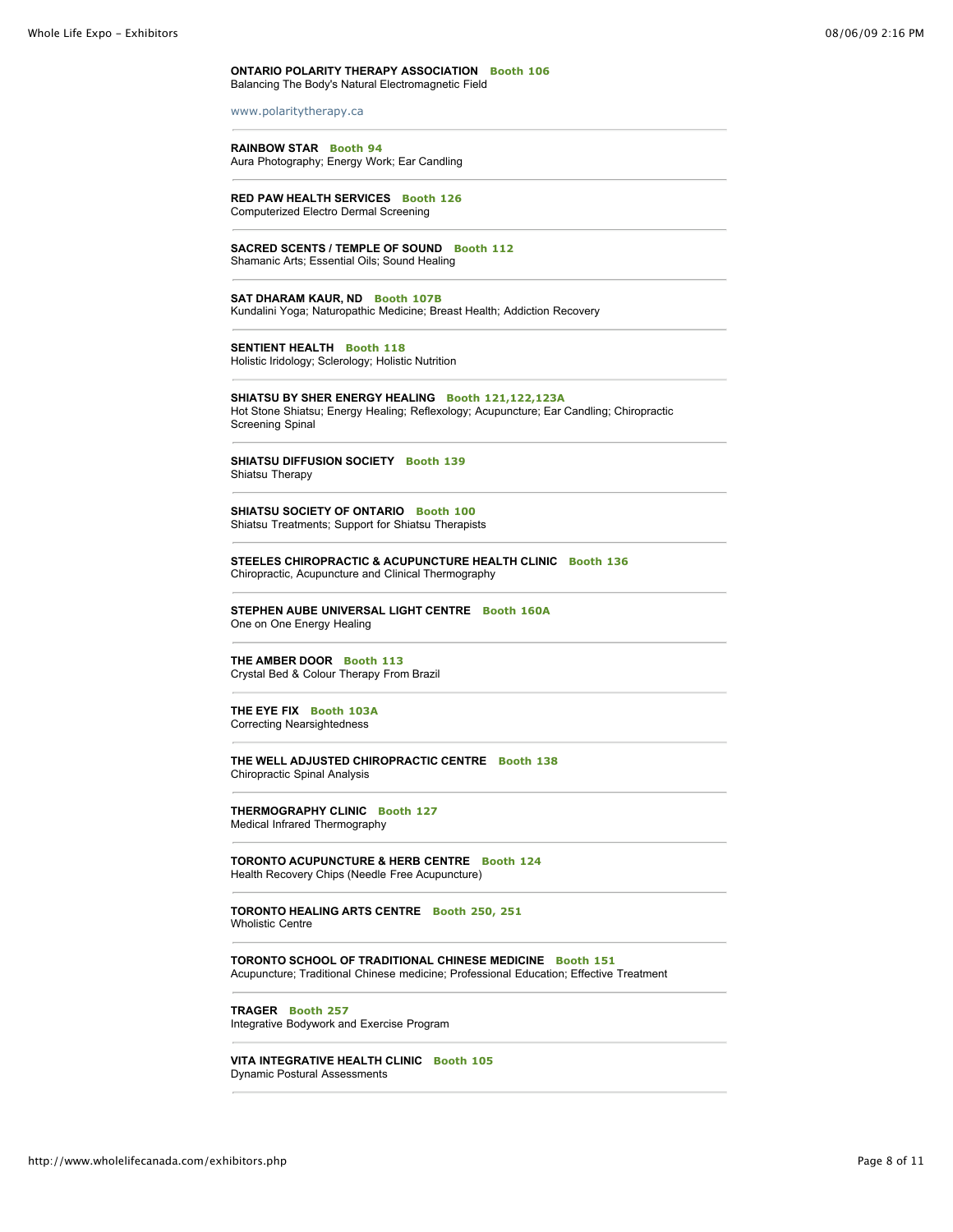**ONTARIO POLARITY THERAPY ASSOCIATION** **Booth 106**
Balancing The Body's Natural Electromagnetic Field

www.polaritytherapy.ca

---

**RAINBOW STAR** **Booth 94**
Aura Photography; Energy Work; Ear Candling

---

**RED PAW HEALTH SERVICES** **Booth 126**
Computerized Electro Dermal Screening

---

**SACRED SCENTS / TEMPLE OF SOUND** **Booth 112**
Shamanic Arts; Essential Oils; Sound Healing

---

**SAT DHARAM KAUR, ND** **Booth 107B**
Kundalini Yoga; Naturopathic Medicine; Breast Health; Addiction Recovery

---

**SENTIENT HEALTH** **Booth 118**
Holistic Iridology; Sclerology; Holistic Nutrition

---

**SHIATSU BY SHER ENERGY HEALING** **Booth 121,122,123A**
Hot Stone Shiatsu; Energy Healing; Reflexology; Acupuncture; Ear Candling; Chiropractic Screening Spinal

---

**SHIATSU DIFFUSION SOCIETY** **Booth 139**
Shiatsu Therapy

---

**SHIATSU SOCIETY OF ONTARIO** **Booth 100**
Shiatsu Treatments; Support for Shiatsu Therapists

---

**STEELES CHIROPRACTIC & ACUPUNCTURE HEALTH CLINIC** **Booth 136**
Chiropractic, Acupuncture and Clinical Thermography

---

**STEPHEN AUBE UNIVERSAL LIGHT CENTRE** **Booth 160A**
One on One Energy Healing

---

**THE AMBER DOOR** **Booth 113**
Crystal Bed & Colour Therapy From Brazil

---

**THE EYE FIX** **Booth 103A**
Correcting Nearsightedness

---

**THE WELL ADJUSTED CHIROPRACTIC CENTRE** **Booth 138**
Chiropractic Spinal Analysis

---

**THERMOGRAPHY CLINIC** **Booth 127**
Medical Infrared Thermography

---

**TORONTO ACUPUNCTURE & HERB CENTRE** **Booth 124**
Health Recovery Chips (Needle Free Acupuncture)

---

**TORONTO HEALING ARTS CENTRE** **Booth 250, 251**
Wholistic Centre

---

**TORONTO SCHOOL OF TRADITIONAL CHINESE MEDICINE** **Booth 151**
Acupuncture; Traditional Chinese medicine; Professional Education; Effective Treatment

---

**TRAGER** **Booth 257**
Integrative Bodywork and Exercise Program

---

**VITA INTEGRATIVE HEALTH CLINIC** **Booth 105**
Dynamic Postural Assessments

---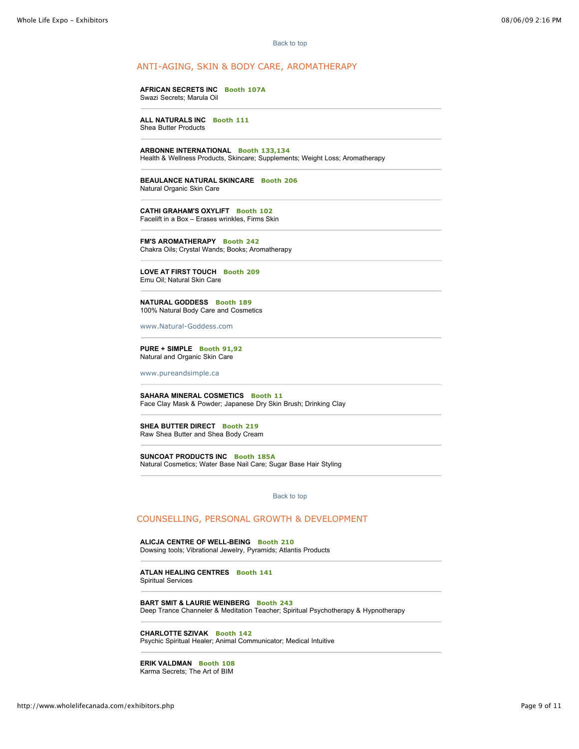Back to top

## ANTI-AGING, SKIN & BODY CARE, AROMATHERAPY

**AFRICAN SECRETS INC** **Booth 107A**
Swazi Secrets; Marula Oil

---

**ALL NATURALS INC** **Booth 111**
Shea Butter Products

---

**ARBONNE INTERNATIONAL** **Booth 133,134**
Health & Wellness Products, Skincare; Supplements; Weight Loss; Aromatherapy

---

**BEAULANCE NATURAL SKINCARE** **Booth 206**
Natural Organic Skin Care

---

**CATHI GRAHAM'S OXYLIFT** **Booth 102**
Facelift in a Box – Erases wrinkles, Firms Skin

---

**FM'S AROMATHERAPY** **Booth 242**
Chakra Oils; Crystal Wands; Books; Aromatherapy

---

**LOVE AT FIRST TOUCH** **Booth 209**
Emu Oil; Natural Skin Care

---

**NATURAL GODDESS** **Booth 189**
100% Natural Body Care and Cosmetics

www.Natural-Goddess.com

---

**PURE + SIMPLE** **Booth 91,92**
Natural and Organic Skin Care

www.pureandsimple.ca

---

**SAHARA MINERAL COSMETICS** **Booth 11**
Face Clay Mask & Powder; Japanese Dry Skin Brush; Drinking Clay

---

**SHEA BUTTER DIRECT** **Booth 219**
Raw Shea Butter and Shea Body Cream

---

**SUNCOAT PRODUCTS INC** **Booth 185A**
Natural Cosmetics; Water Base Nail Care; Sugar Base Hair Styling

---

Back to top

## COUNSELLING, PERSONAL GROWTH & DEVELOPMENT

**ALICJA CENTRE OF WELL-BEING** **Booth 210**
Dowsing tools; Vibrational Jewelry, Pyramids; Atlantis Products

---

**ATLAN HEALING CENTRES** **Booth 141**
Spiritual Services

---

**BART SMIT & LAURIE WEINBERG** **Booth 243**
Deep Trance Channeler & Meditation Teacher; Spiritual Psychotherapy & Hypnotherapy

---

**CHARLOTTE SZIVAK** **Booth 142**
Psychic Spiritual Healer; Animal Communicator; Medical Intuitive

---

**ERIK VALDMAN** **Booth 108**
Karma Secrets; The Art of BIM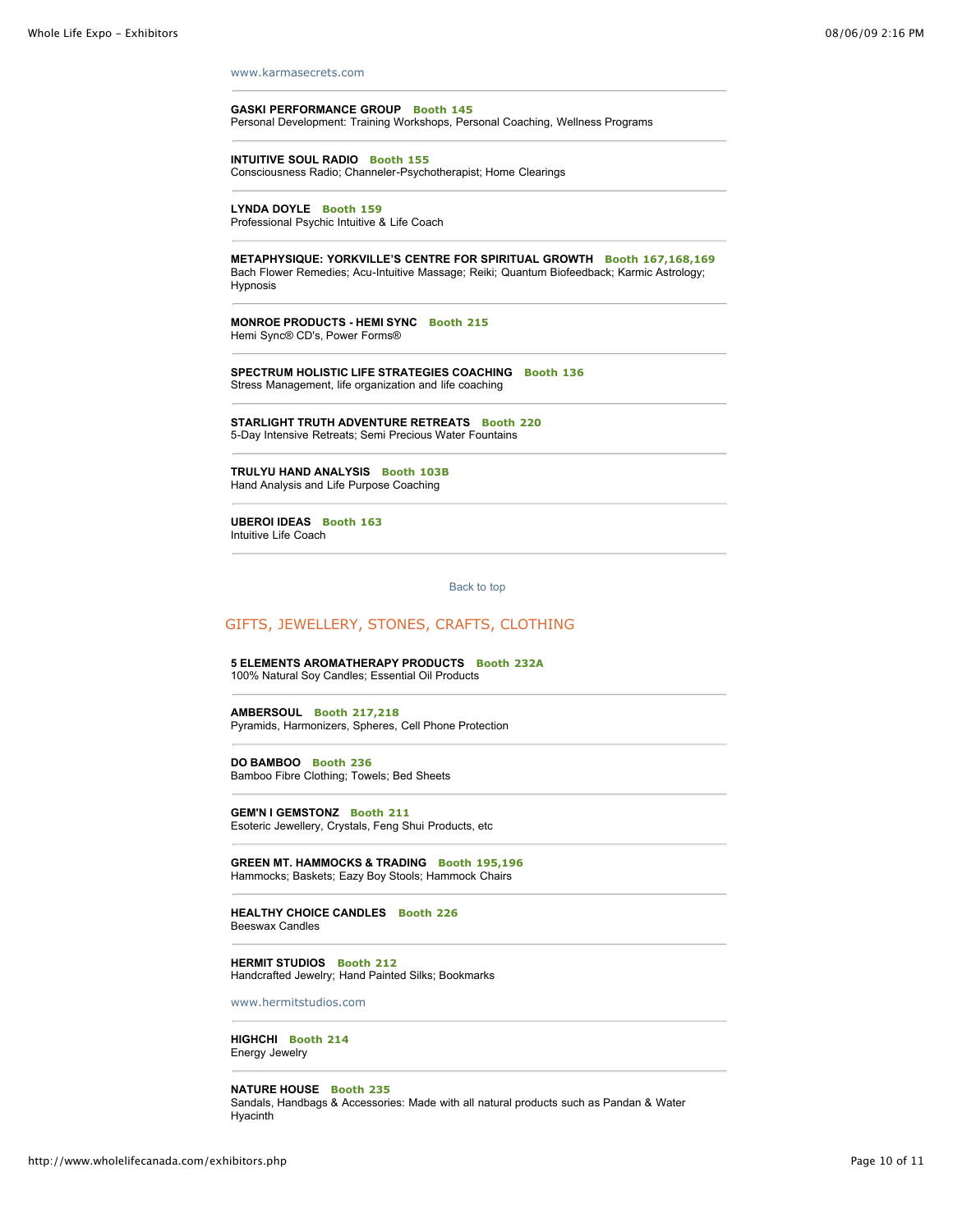www.karmasecrets.com

---

**GASKI PERFORMANCE GROUP** **Booth 145**
Personal Development: Training Workshops, Personal Coaching, Wellness Programs

---

**INTUITIVE SOUL RADIO** **Booth 155**
Consciousness Radio; Channeler-Psychotherapist; Home Clearings

---

**LYNDA DOYLE** **Booth 159**
Professional Psychic Intuitive & Life Coach

---

**METAPHYSIQUE: YORKVILLE'S CENTRE FOR SPIRITUAL GROWTH** **Booth 167,168,169**
Bach Flower Remedies; Acu-Intuitive Massage; Reiki; Quantum Biofeedback; Karmic Astrology; Hypnosis

---

**MONROE PRODUCTS - HEMI SYNC** **Booth 215**
Hemi Sync® CD's, Power Forms®

---

**SPECTRUM HOLISTIC LIFE STRATEGIES COACHING** **Booth 136**
Stress Management, life organization and life coaching

---

**STARLIGHT TRUTH ADVENTURE RETREATS** **Booth 220**
5-Day Intensive Retreats; Semi Precious Water Fountains

---

**TRULYU HAND ANALYSIS** **Booth 103B**
Hand Analysis and Life Purpose Coaching

---

**UBEROI IDEAS** **Booth 163**
Intuitive Life Coach

---

Back to top

## GIFTS, JEWELLERY, STONES, CRAFTS, CLOTHING

**5 ELEMENTS AROMATHERAPY PRODUCTS** **Booth 232A**
100% Natural Soy Candles; Essential Oil Products

---

**AMBERSOUL** **Booth 217,218**
Pyramids, Harmonizers, Spheres, Cell Phone Protection

---

**DO BAMBOO** **Booth 236**
Bamboo Fibre Clothing; Towels; Bed Sheets

---

**GEM'N I GEMSTONZ** **Booth 211**
Esoteric Jewellery, Crystals, Feng Shui Products, etc

---

**GREEN MT. HAMMOCKS & TRADING** **Booth 195,196**
Hammocks; Baskets; Eazy Boy Stools; Hammock Chairs

---

**HEALTHY CHOICE CANDLES** **Booth 226**
Beeswax Candles

---

**HERMIT STUDIOS** **Booth 212**
Handcrafted Jewelry; Hand Painted Silks; Bookmarks

www.hermitstudios.com

---

**HIGHCHI** **Booth 214**
Energy Jewelry

---

**NATURE HOUSE** **Booth 235**
Sandals, Handbags & Accessories: Made with all natural products such as Pandan & Water Hyacinth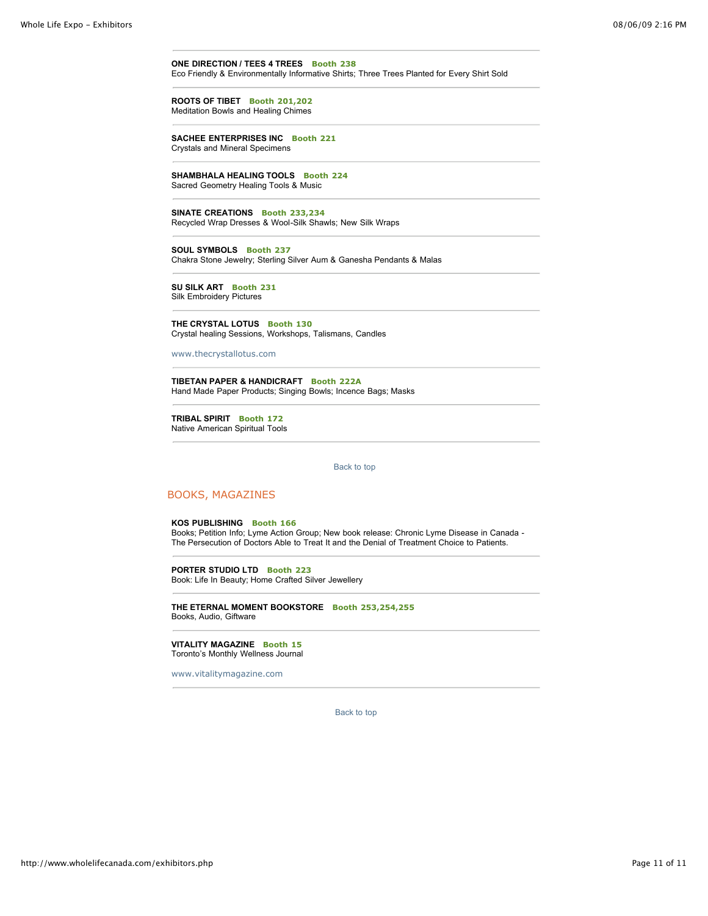**ONE DIRECTION / TEES 4 TREES** **Booth 238**
Eco Friendly & Environmentally Informative Shirts; Three Trees Planted for Every Shirt Sold

---

**ROOTS OF TIBET** **Booth 201,202**
Meditation Bowls and Healing Chimes

---

**SACHEE ENTERPRISES INC** **Booth 221**
Crystals and Mineral Specimens

---

**SHAMBHALA HEALING TOOLS** **Booth 224**
Sacred Geometry Healing Tools & Music

---

**SINATE CREATIONS** **Booth 233,234**
Recycled Wrap Dresses & Wool-Silk Shawls; New Silk Wraps

---

**SOUL SYMBOLS** **Booth 237**
Chakra Stone Jewelry; Sterling Silver Aum & Ganesha Pendants & Malas

---

**SU SILK ART** **Booth 231**
Silk Embroidery Pictures

---

**THE CRYSTAL LOTUS** **Booth 130**
Crystal healing Sessions, Workshops, Talismans, Candles

www.thecrystallotus.com

---

**TIBETAN PAPER & HANDICRAFT** **Booth 222A**
Hand Made Paper Products; Singing Bowls; Incence Bags; Masks

---

**TRIBAL SPIRIT** **Booth 172**
Native American Spiritual Tools

---

Back to top

## BOOKS, MAGAZINES

**KOS PUBLISHING** **Booth 166**
Books; Petition Info; Lyme Action Group; New book release: Chronic Lyme Disease in Canada - The Persecution of Doctors Able to Treat It and the Denial of Treatment Choice to Patients.

---

**PORTER STUDIO LTD** **Booth 223**
Book: Life In Beauty; Home Crafted Silver Jewellery

---

**THE ETERNAL MOMENT BOOKSTORE** **Booth 253,254,255**
Books, Audio, Giftware

---

**VITALITY MAGAZINE** **Booth 15**
Toronto's Monthly Wellness Journal

www.vitalitymagazine.com

---

Back to top